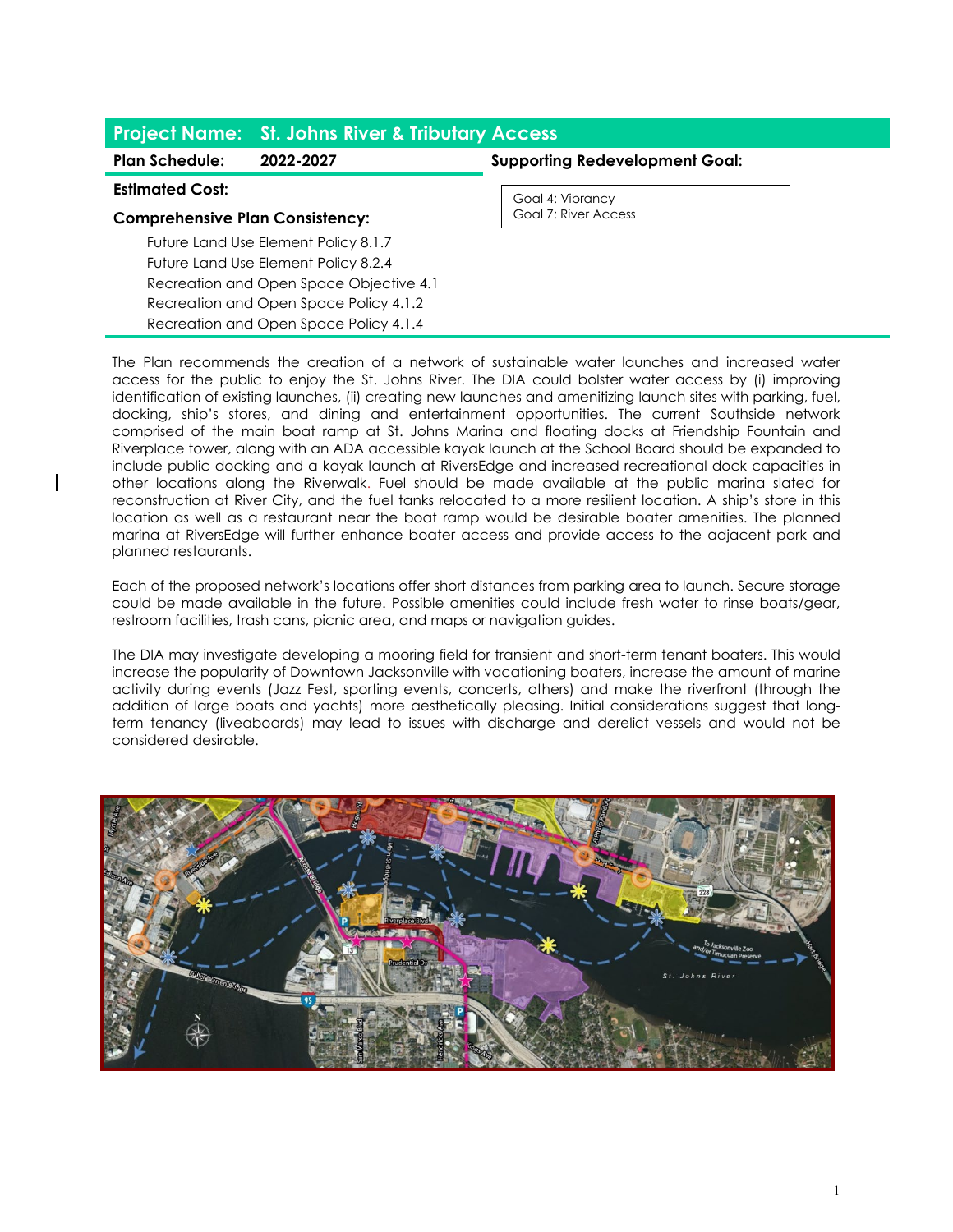## Project Name: St. Johns River & Tributary Access

**Plan Schedule:** 2022-2027

**Estimated Cost:**

**Comprehensive Plan Consistency:**

- Future Land Use Element Policy 8.1.7
- Future Land Use Element Policy 8.2.4
- Recreation and Open Space Objective 4.1
- Recreation and Open Space Policy 4.1.2
- Recreation and Open Space Policy 4.1.4

**Supporting Redevelopment Goal:**

Goal 4: Vibrancy
Goal 7: River Access

The Plan recommends the creation of a network of sustainable water launches and increased water access for the public to enjoy the St. Johns River. The DIA could bolster water access by (i) improving identification of existing launches, (ii) creating new launches and amenitizing launch sites with parking, fuel, docking, ship's stores, and dining and entertainment opportunities. The current Southside network comprised of the main boat ramp at St. Johns Marina and floating docks at Friendship Fountain and Riverplace tower, along with an ADA accessible kayak launch at the School Board should be expanded to include public docking and a kayak launch at RiversEdge and increased recreational dock capacities in other locations along the Riverwalk. Fuel should be made available at the public marina slated for reconstruction at River City, and the fuel tanks relocated to a more resilient location. A ship's store in this location as well as a restaurant near the boat ramp would be desirable boater amenities. The planned marina at RiversEdge will further enhance boater access and provide access to the adjacent park and planned restaurants.

Each of the proposed network's locations offer short distances from parking area to launch. Secure storage could be made available in the future. Possible amenities could include fresh water to rinse boats/gear, restroom facilities, trash cans, picnic area, and maps or navigation guides.

The DIA may investigate developing a mooring field for transient and short-term tenant boaters. This would increase the popularity of Downtown Jacksonville with vacationing boaters, increase the amount of marine activity during events (Jazz Fest, sporting events, concerts, others) and make the riverfront (through the addition of large boats and yachts) more aesthetically pleasing. Initial considerations suggest that long-term tenancy (liveaboards) may lead to issues with discharge and derelict vessels and would not be considered desirable.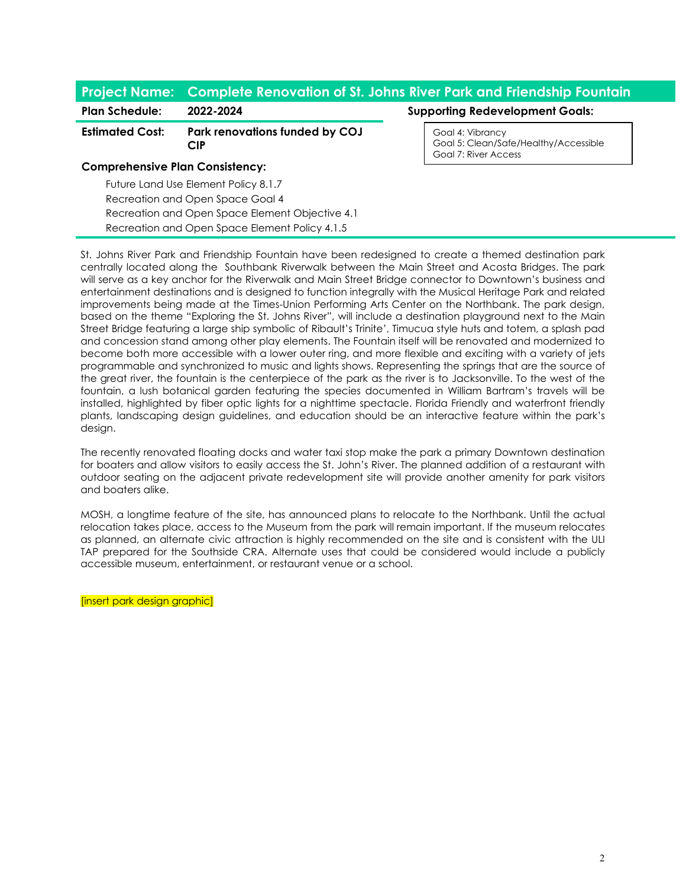## Project Name: Complete Renovation of St. Johns River Park and Friendship Fountain

**Plan Schedule:** 2022-2024

**Estimated Cost:** Park renovations funded by COJ CIP

**Supporting Redevelopment Goals:**

- Goal 4: Vibrancy
- Goal 5: Clean/Safe/Healthy/Accessible
- Goal 7: River Access

**Comprehensive Plan Consistency:**

- Future Land Use Element Policy 8.1.7
- Recreation and Open Space Goal 4
- Recreation and Open Space Element Objective 4.1
- Recreation and Open Space Element Policy 4.1.5

St. Johns River Park and Friendship Fountain have been redesigned to create a themed destination park centrally located along the Southbank Riverwalk between the Main Street and Acosta Bridges. The park will serve as a key anchor for the Riverwalk and Main Street Bridge connector to Downtown's business and entertainment destinations and is designed to function integrally with the Musical Heritage Park and related improvements being made at the Times-Union Performing Arts Center on the Northbank. The park design, based on the theme "Exploring the St. Johns River", will include a destination playground next to the Main Street Bridge featuring a large ship symbolic of Ribault's Trinite', Timucua style huts and totem, a splash pad and concession stand among other play elements. The Fountain itself will be renovated and modernized to become both more accessible with a lower outer ring, and more flexible and exciting with a variety of jets programmable and synchronized to music and lights shows. Representing the springs that are the source of the great river, the fountain is the centerpiece of the park as the river is to Jacksonville. To the west of the fountain, a lush botanical garden featuring the species documented in William Bartram's travels will be installed, highlighted by fiber optic lights for a nighttime spectacle. Florida Friendly and waterfront friendly plants, landscaping design guidelines, and education should be an interactive feature within the park's design.

The recently renovated floating docks and water taxi stop make the park a primary Downtown destination for boaters and allow visitors to easily access the St. John's River. The planned addition of a restaurant with outdoor seating on the adjacent private redevelopment site will provide another amenity for park visitors and boaters alike.

MOSH, a longtime feature of the site, has announced plans to relocate to the Northbank. Until the actual relocation takes place, access to the Museum from the park will remain important. If the museum relocates as planned, an alternate civic attraction is highly recommended on the site and is consistent with the ULI TAP prepared for the Southside CRA. Alternate uses that could be considered would include a publicly accessible museum, entertainment, or restaurant venue or a school.

[insert park design graphic]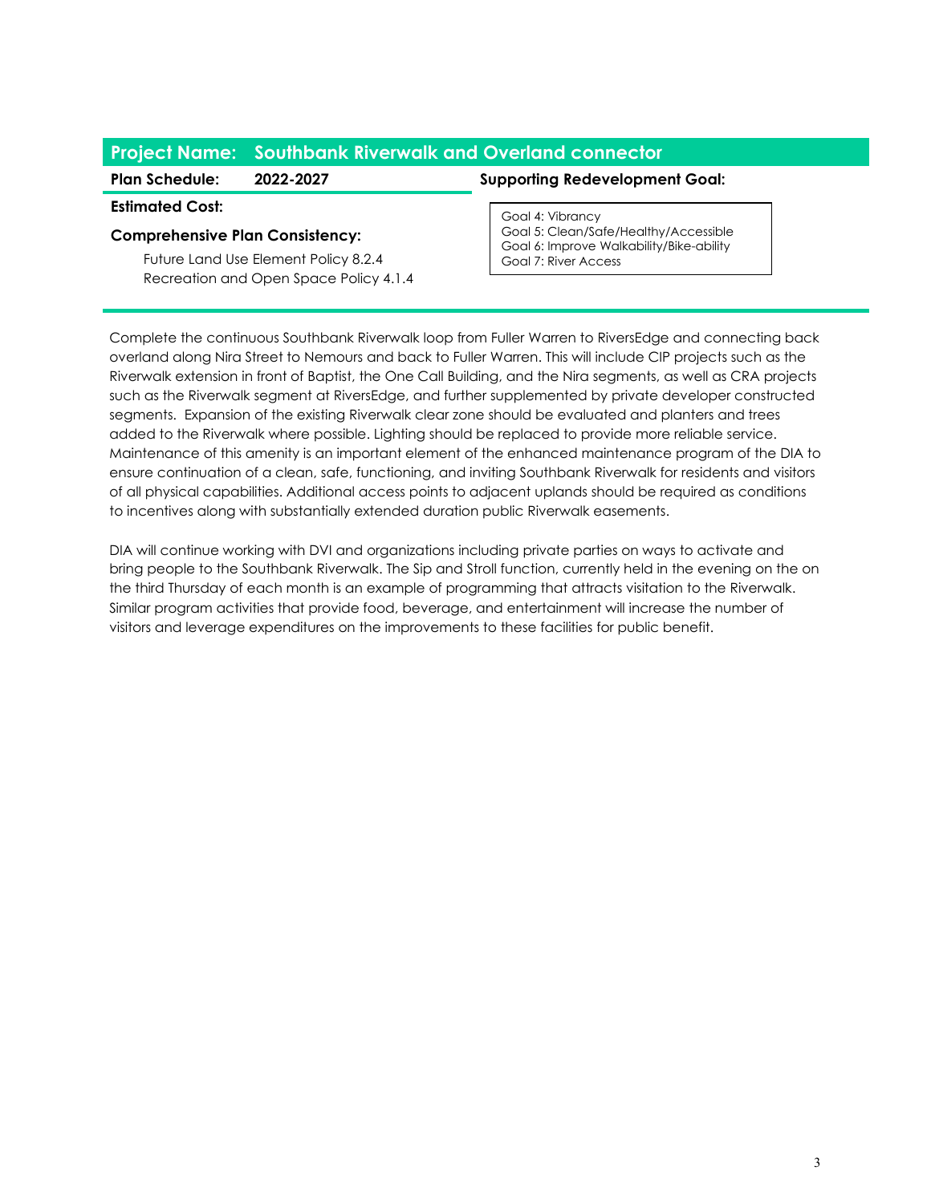## Project Name: Southbank Riverwalk and Overland connector

**Plan Schedule:** 2022-2027

**Estimated Cost:**

**Comprehensive Plan Consistency:**

Future Land Use Element Policy 8.2.4
Recreation and Open Space Policy 4.1.4

**Supporting Redevelopment Goal:**

Goal 4: Vibrancy
Goal 5: Clean/Safe/Healthy/Accessible
Goal 6: Improve Walkability/Bike-ability
Goal 7: River Access

Complete the continuous Southbank Riverwalk loop from Fuller Warren to RiversEdge and connecting back overland along Nira Street to Nemours and back to Fuller Warren. This will include CIP projects such as the Riverwalk extension in front of Baptist, the One Call Building, and the Nira segments, as well as CRA projects such as the Riverwalk segment at RiversEdge, and further supplemented by private developer constructed segments. Expansion of the existing Riverwalk clear zone should be evaluated and planters and trees added to the Riverwalk where possible. Lighting should be replaced to provide more reliable service. Maintenance of this amenity is an important element of the enhanced maintenance program of the DIA to ensure continuation of a clean, safe, functioning, and inviting Southbank Riverwalk for residents and visitors of all physical capabilities. Additional access points to adjacent uplands should be required as conditions to incentives along with substantially extended duration public Riverwalk easements.

DIA will continue working with DVI and organizations including private parties on ways to activate and bring people to the Southbank Riverwalk. The Sip and Stroll function, currently held in the evening on the on the third Thursday of each month is an example of programming that attracts visitation to the Riverwalk. Similar program activities that provide food, beverage, and entertainment will increase the number of visitors and leverage expenditures on the improvements to these facilities for public benefit.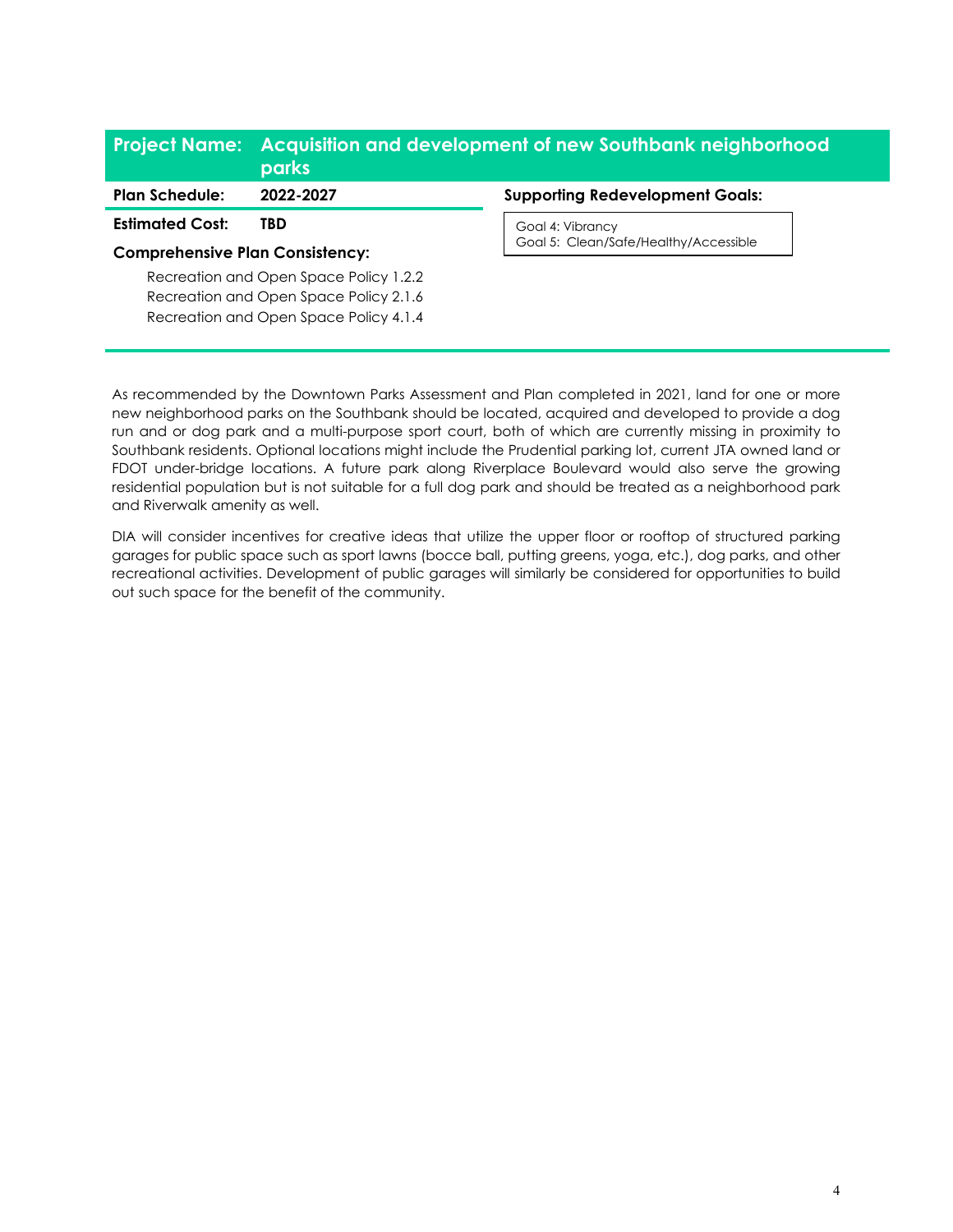## Project Name: Acquisition and development of new Southbank neighborhood parks

**Plan Schedule:** 2022-2027

**Estimated Cost:** TBD

**Comprehensive Plan Consistency:**

Recreation and Open Space Policy 1.2.2
Recreation and Open Space Policy 2.1.6
Recreation and Open Space Policy 4.1.4

**Supporting Redevelopment Goals:**

Goal 4: Vibrancy
Goal 5: Clean/Safe/Healthy/Accessible

As recommended by the Downtown Parks Assessment and Plan completed in 2021, land for one or more new neighborhood parks on the Southbank should be located, acquired and developed to provide a dog run and or dog park and a multi-purpose sport court, both of which are currently missing in proximity to Southbank residents. Optional locations might include the Prudential parking lot, current JTA owned land or FDOT under-bridge locations. A future park along Riverplace Boulevard would also serve the growing residential population but is not suitable for a full dog park and should be treated as a neighborhood park and Riverwalk amenity as well.

DIA will consider incentives for creative ideas that utilize the upper floor or rooftop of structured parking garages for public space such as sport lawns (bocce ball, putting greens, yoga, etc.), dog parks, and other recreational activities. Development of public garages will similarly be considered for opportunities to build out such space for the benefit of the community.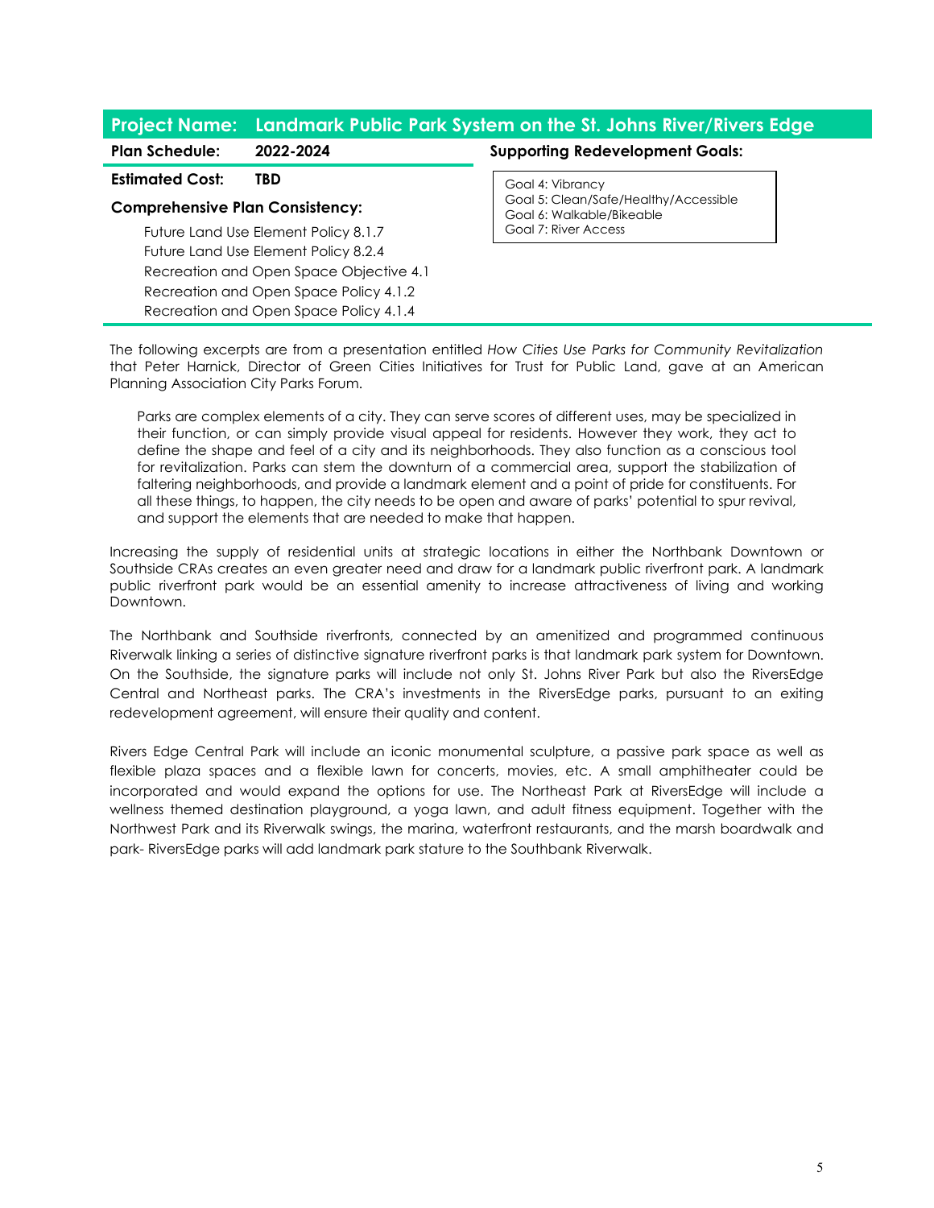## Project Name: Landmark Public Park System on the St. Johns River/Rivers Edge

**Plan Schedule:** 2022-2024

**Estimated Cost:** TBD

**Comprehensive Plan Consistency:**

- Future Land Use Element Policy 8.1.7
- Future Land Use Element Policy 8.2.4
- Recreation and Open Space Objective 4.1
- Recreation and Open Space Policy 4.1.2
- Recreation and Open Space Policy 4.1.4

**Supporting Redevelopment Goals:**

- Goal 4: Vibrancy
- Goal 5: Clean/Safe/Healthy/Accessible
- Goal 6: Walkable/Bikeable
- Goal 7: River Access

The following excerpts are from a presentation entitled *How Cities Use Parks for Community Revitalization* that Peter Harnick, Director of Green Cities Initiatives for Trust for Public Land, gave at an American Planning Association City Parks Forum.

> Parks are complex elements of a city. They can serve scores of different uses, may be specialized in their function, or can simply provide visual appeal for residents. However they work, they act to define the shape and feel of a city and its neighborhoods. They also function as a conscious tool for revitalization. Parks can stem the downturn of a commercial area, support the stabilization of faltering neighborhoods, and provide a landmark element and a point of pride for constituents. For all these things, to happen, the city needs to be open and aware of parks' potential to spur revival, and support the elements that are needed to make that happen.

Increasing the supply of residential units at strategic locations in either the Northbank Downtown or Southside CRAs creates an even greater need and draw for a landmark public riverfront park. A landmark public riverfront park would be an essential amenity to increase attractiveness of living and working Downtown.

The Northbank and Southside riverfronts, connected by an amenitized and programmed continuous Riverwalk linking a series of distinctive signature riverfront parks is that landmark park system for Downtown. On the Southside, the signature parks will include not only St. Johns River Park but also the RiversEdge Central and Northeast parks. The CRA's investments in the RiversEdge parks, pursuant to an exiting redevelopment agreement, will ensure their quality and content.

Rivers Edge Central Park will include an iconic monumental sculpture, a passive park space as well as flexible plaza spaces and a flexible lawn for concerts, movies, etc. A small amphitheater could be incorporated and would expand the options for use. The Northeast Park at RiversEdge will include a wellness themed destination playground, a yoga lawn, and adult fitness equipment. Together with the Northwest Park and its Riverwalk swings, the marina, waterfront restaurants, and the marsh boardwalk and park- RiversEdge parks will add landmark park stature to the Southbank Riverwalk.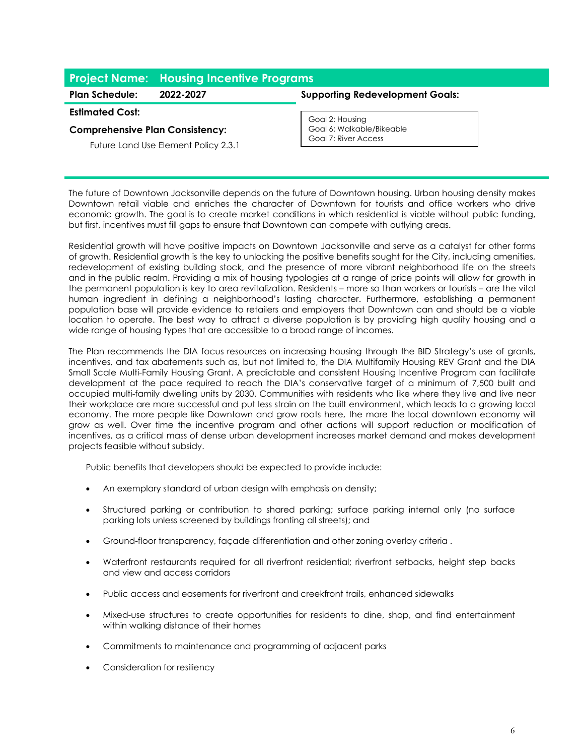## Project Name: Housing Incentive Programs

**Plan Schedule:** 2022-2027

**Estimated Cost:**

**Comprehensive Plan Consistency:**

Future Land Use Element Policy 2.3.1

**Supporting Redevelopment Goals:**

Goal 2: Housing
Goal 6: Walkable/Bikeable
Goal 7: River Access

The future of Downtown Jacksonville depends on the future of Downtown housing. Urban housing density makes Downtown retail viable and enriches the character of Downtown for tourists and office workers who drive economic growth. The goal is to create market conditions in which residential is viable without public funding, but first, incentives must fill gaps to ensure that Downtown can compete with outlying areas.

Residential growth will have positive impacts on Downtown Jacksonville and serve as a catalyst for other forms of growth. Residential growth is the key to unlocking the positive benefits sought for the City, including amenities, redevelopment of existing building stock, and the presence of more vibrant neighborhood life on the streets and in the public realm. Providing a mix of housing typologies at a range of price points will allow for growth in the permanent population is key to area revitalization. Residents – more so than workers or tourists – are the vital human ingredient in defining a neighborhood's lasting character. Furthermore, establishing a permanent population base will provide evidence to retailers and employers that Downtown can and should be a viable location to operate. The best way to attract a diverse population is by providing high quality housing and a wide range of housing types that are accessible to a broad range of incomes.

The Plan recommends the DIA focus resources on increasing housing through the BID Strategy's use of grants, incentives, and tax abatements such as, but not limited to, the DIA Multifamily Housing REV Grant and the DIA Small Scale Multi-Family Housing Grant. A predictable and consistent Housing Incentive Program can facilitate development at the pace required to reach the DIA's conservative target of a minimum of 7,500 built and occupied multi-family dwelling units by 2030. Communities with residents who like where they live and live near their workplace are more successful and put less strain on the built environment, which leads to a growing local economy. The more people like Downtown and grow roots here, the more the local downtown economy will grow as well. Over time the incentive program and other actions will support reduction or modification of incentives, as a critical mass of dense urban development increases market demand and makes development projects feasible without subsidy.

Public benefits that developers should be expected to provide include:

- An exemplary standard of urban design with emphasis on density;
- Structured parking or contribution to shared parking; surface parking internal only (no surface parking lots unless screened by buildings fronting all streets); and
- Ground-floor transparency, façade differentiation and other zoning overlay criteria .
- Waterfront restaurants required for all riverfront residential; riverfront setbacks, height step backs and view and access corridors
- Public access and easements for riverfront and creekfront trails, enhanced sidewalks
- Mixed-use structures to create opportunities for residents to dine, shop, and find entertainment within walking distance of their homes
- Commitments to maintenance and programming of adjacent parks
- Consideration for resiliency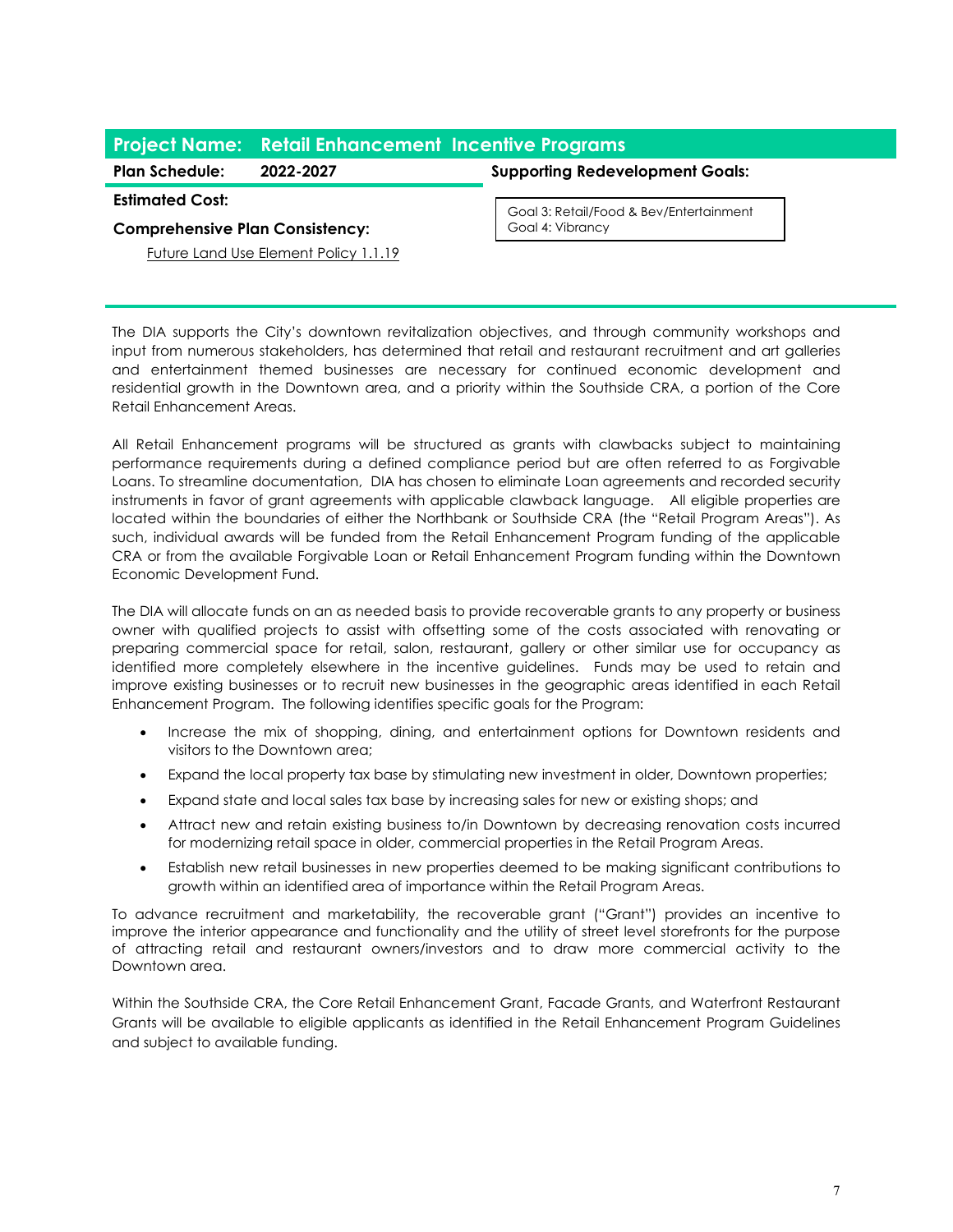## Project Name: Retail Enhancement Incentive Programs

**Plan Schedule:** 2022-2027

**Estimated Cost:**

**Comprehensive Plan Consistency:**

Future Land Use Element Policy 1.1.19

**Supporting Redevelopment Goals:**

Goal 3: Retail/Food & Bev/Entertainment
Goal 4: Vibrancy

The DIA supports the City's downtown revitalization objectives, and through community workshops and input from numerous stakeholders, has determined that retail and restaurant recruitment and art galleries and entertainment themed businesses are necessary for continued economic development and residential growth in the Downtown area, and a priority within the Southside CRA, a portion of the Core Retail Enhancement Areas.

All Retail Enhancement programs will be structured as grants with clawbacks subject to maintaining performance requirements during a defined compliance period but are often referred to as Forgivable Loans. To streamline documentation, DIA has chosen to eliminate Loan agreements and recorded security instruments in favor of grant agreements with applicable clawback language. All eligible properties are located within the boundaries of either the Northbank or Southside CRA (the "Retail Program Areas"). As such, individual awards will be funded from the Retail Enhancement Program funding of the applicable CRA or from the available Forgivable Loan or Retail Enhancement Program funding within the Downtown Economic Development Fund.

The DIA will allocate funds on an as needed basis to provide recoverable grants to any property or business owner with qualified projects to assist with offsetting some of the costs associated with renovating or preparing commercial space for retail, salon, restaurant, gallery or other similar use for occupancy as identified more completely elsewhere in the incentive guidelines. Funds may be used to retain and improve existing businesses or to recruit new businesses in the geographic areas identified in each Retail Enhancement Program. The following identifies specific goals for the Program:

- Increase the mix of shopping, dining, and entertainment options for Downtown residents and visitors to the Downtown area;
- Expand the local property tax base by stimulating new investment in older, Downtown properties;
- Expand state and local sales tax base by increasing sales for new or existing shops; and
- Attract new and retain existing business to/in Downtown by decreasing renovation costs incurred for modernizing retail space in older, commercial properties in the Retail Program Areas.
- Establish new retail businesses in new properties deemed to be making significant contributions to growth within an identified area of importance within the Retail Program Areas.

To advance recruitment and marketability, the recoverable grant ("Grant") provides an incentive to improve the interior appearance and functionality and the utility of street level storefronts for the purpose of attracting retail and restaurant owners/investors and to draw more commercial activity to the Downtown area.

Within the Southside CRA, the Core Retail Enhancement Grant, Facade Grants, and Waterfront Restaurant Grants will be available to eligible applicants as identified in the Retail Enhancement Program Guidelines and subject to available funding.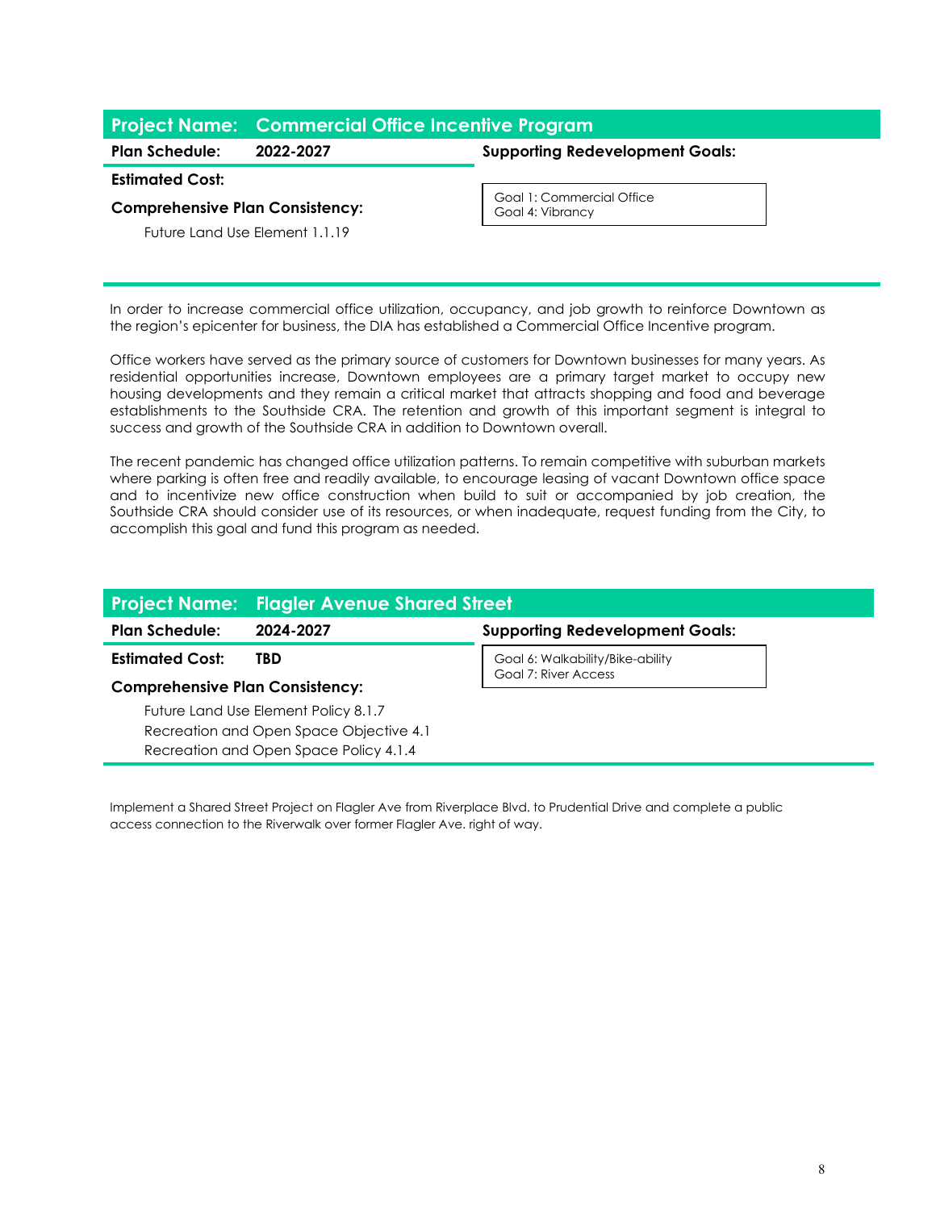## Project Name: Commercial Office Incentive Program

**Plan Schedule:** 2022-2027

**Estimated Cost:**

**Comprehensive Plan Consistency:**

Future Land Use Element 1.1.19

**Supporting Redevelopment Goals:**

Goal 1: Commercial Office
Goal 4: Vibrancy

In order to increase commercial office utilization, occupancy, and job growth to reinforce Downtown as the region's epicenter for business, the DIA has established a Commercial Office Incentive program.

Office workers have served as the primary source of customers for Downtown businesses for many years. As residential opportunities increase, Downtown employees are a primary target market to occupy new housing developments and they remain a critical market that attracts shopping and food and beverage establishments to the Southside CRA. The retention and growth of this important segment is integral to success and growth of the Southside CRA in addition to Downtown overall.

The recent pandemic has changed office utilization patterns. To remain competitive with suburban markets where parking is often free and readily available, to encourage leasing of vacant Downtown office space and to incentivize new office construction when build to suit or accompanied by job creation, the Southside CRA should consider use of its resources, or when inadequate, request funding from the City, to accomplish this goal and fund this program as needed.

## Project Name: Flagler Avenue Shared Street

**Plan Schedule:** 2024-2027

**Estimated Cost:** TBD

**Comprehensive Plan Consistency:**

Future Land Use Element Policy 8.1.7
Recreation and Open Space Objective 4.1
Recreation and Open Space Policy 4.1.4

**Supporting Redevelopment Goals:**

Goal 6: Walkability/Bike-ability
Goal 7: River Access

Implement a Shared Street Project on Flagler Ave from Riverplace Blvd. to Prudential Drive and complete a public access connection to the Riverwalk over former Flagler Ave. right of way.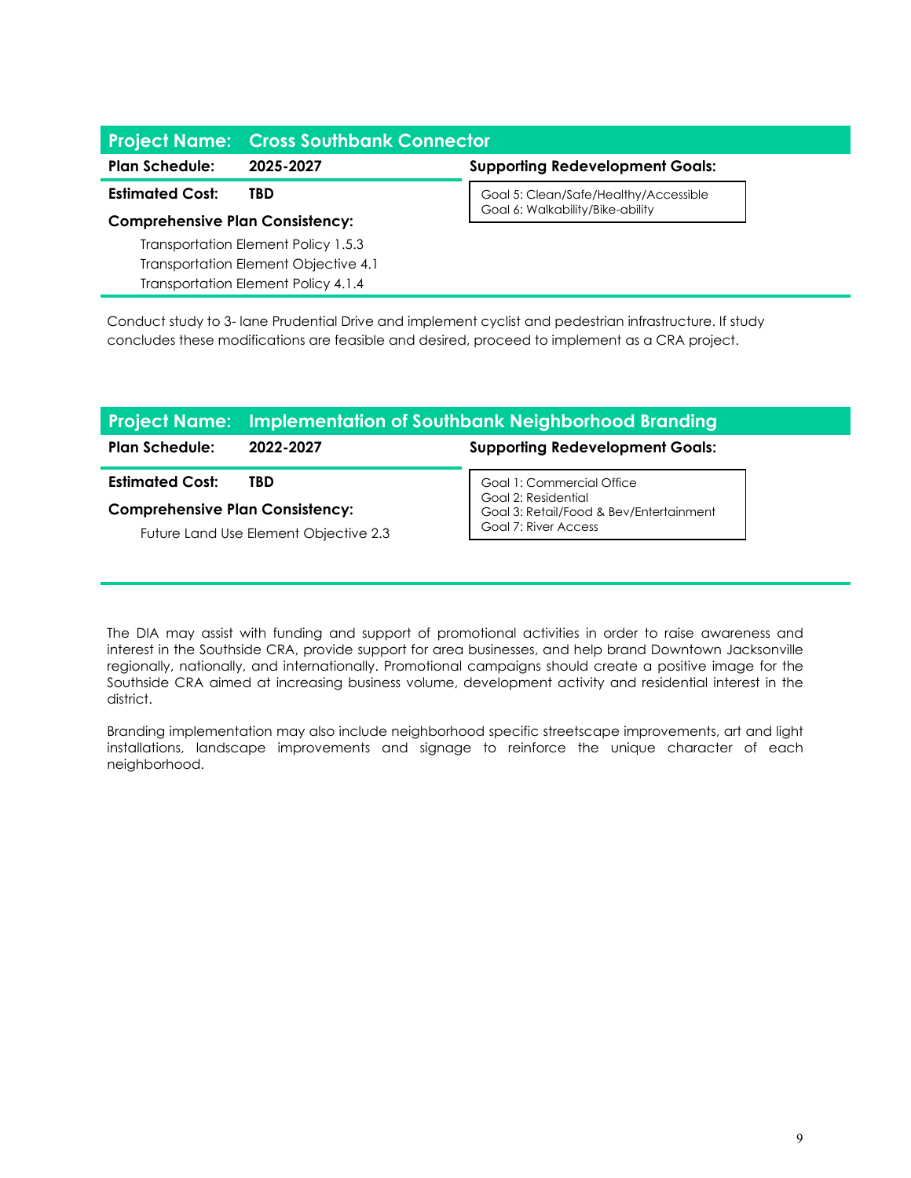## Project Name: Cross Southbank Connector

**Plan Schedule:** 2025-2027

**Estimated Cost:** TBD

**Comprehensive Plan Consistency:**

- Transportation Element Policy 1.5.3
- Transportation Element Objective 4.1
- Transportation Element Policy 4.1.4

**Supporting Redevelopment Goals:**

- Goal 5: Clean/Safe/Healthy/Accessible
- Goal 6: Walkability/Bike-ability

Conduct study to 3- lane Prudential Drive and implement cyclist and pedestrian infrastructure. If study concludes these modifications are feasible and desired, proceed to implement as a CRA project.

## Project Name: Implementation of Southbank Neighborhood Branding

**Plan Schedule:** 2022-2027

**Estimated Cost:** TBD

**Comprehensive Plan Consistency:**

- Future Land Use Element Objective 2.3

**Supporting Redevelopment Goals:**

- Goal 1: Commercial Office
- Goal 2: Residential
- Goal 3: Retail/Food & Bev/Entertainment
- Goal 7: River Access

The DIA may assist with funding and support of promotional activities in order to raise awareness and interest in the Southside CRA, provide support for area businesses, and help brand Downtown Jacksonville regionally, nationally, and internationally. Promotional campaigns should create a positive image for the Southside CRA aimed at increasing business volume, development activity and residential interest in the district.

Branding implementation may also include neighborhood specific streetscape improvements, art and light installations, landscape improvements and signage to reinforce the unique character of each neighborhood.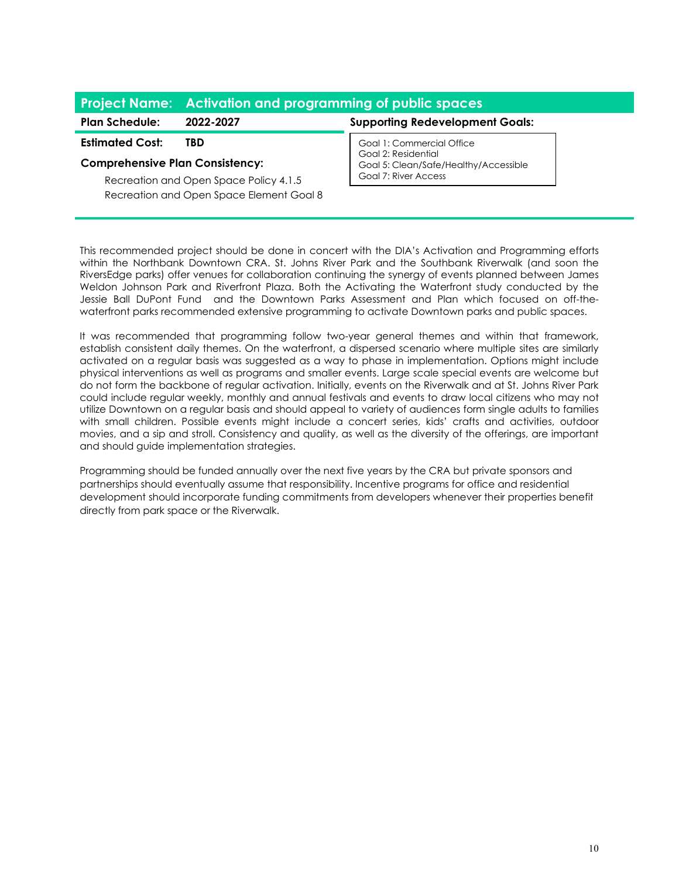## Project Name: Activation and programming of public spaces

**Plan Schedule:** 2022-2027

**Estimated Cost:** TBD

**Comprehensive Plan Consistency:**

Recreation and Open Space Policy 4.1.5
Recreation and Open Space Element Goal 8

**Supporting Redevelopment Goals:**

Goal 1: Commercial Office
Goal 2: Residential
Goal 5: Clean/Safe/Healthy/Accessible
Goal 7: River Access

This recommended project should be done in concert with the DIA's Activation and Programming efforts within the Northbank Downtown CRA. St. Johns River Park and the Southbank Riverwalk (and soon the RiversEdge parks) offer venues for collaboration continuing the synergy of events planned between James Weldon Johnson Park and Riverfront Plaza. Both the Activating the Waterfront study conducted by the Jessie Ball DuPont Fund and the Downtown Parks Assessment and Plan which focused on off-the-waterfront parks recommended extensive programming to activate Downtown parks and public spaces.

It was recommended that programming follow two-year general themes and within that framework, establish consistent daily themes. On the waterfront, a dispersed scenario where multiple sites are similarly activated on a regular basis was suggested as a way to phase in implementation. Options might include physical interventions as well as programs and smaller events. Large scale special events are welcome but do not form the backbone of regular activation. Initially, events on the Riverwalk and at St. Johns River Park could include regular weekly, monthly and annual festivals and events to draw local citizens who may not utilize Downtown on a regular basis and should appeal to variety of audiences form single adults to families with small children. Possible events might include a concert series, kids' crafts and activities, outdoor movies, and a sip and stroll. Consistency and quality, as well as the diversity of the offerings, are important and should guide implementation strategies.

Programming should be funded annually over the next five years by the CRA but private sponsors and partnerships should eventually assume that responsibility. Incentive programs for office and residential development should incorporate funding commitments from developers whenever their properties benefit directly from park space or the Riverwalk.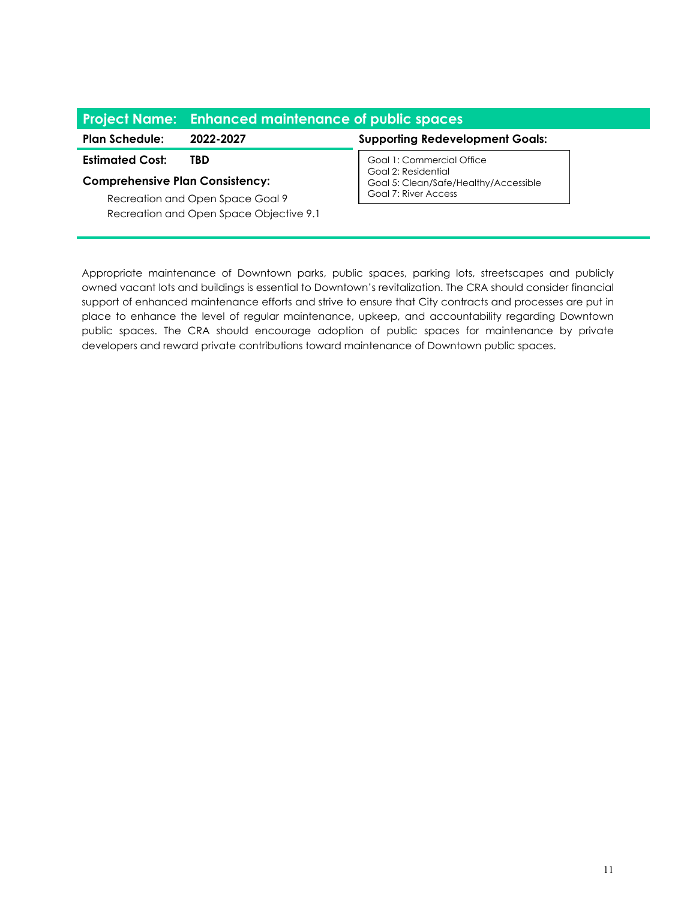## Project Name: Enhanced maintenance of public spaces

**Plan Schedule:** 2022-2027

**Estimated Cost:** TBD

**Comprehensive Plan Consistency:**

Recreation and Open Space Goal 9
Recreation and Open Space Objective 9.1

**Supporting Redevelopment Goals:**

Goal 1: Commercial Office
Goal 2: Residential
Goal 5: Clean/Safe/Healthy/Accessible
Goal 7: River Access

Appropriate maintenance of Downtown parks, public spaces, parking lots, streetscapes and publicly owned vacant lots and buildings is essential to Downtown's revitalization. The CRA should consider financial support of enhanced maintenance efforts and strive to ensure that City contracts and processes are put in place to enhance the level of regular maintenance, upkeep, and accountability regarding Downtown public spaces. The CRA should encourage adoption of public spaces for maintenance by private developers and reward private contributions toward maintenance of Downtown public spaces.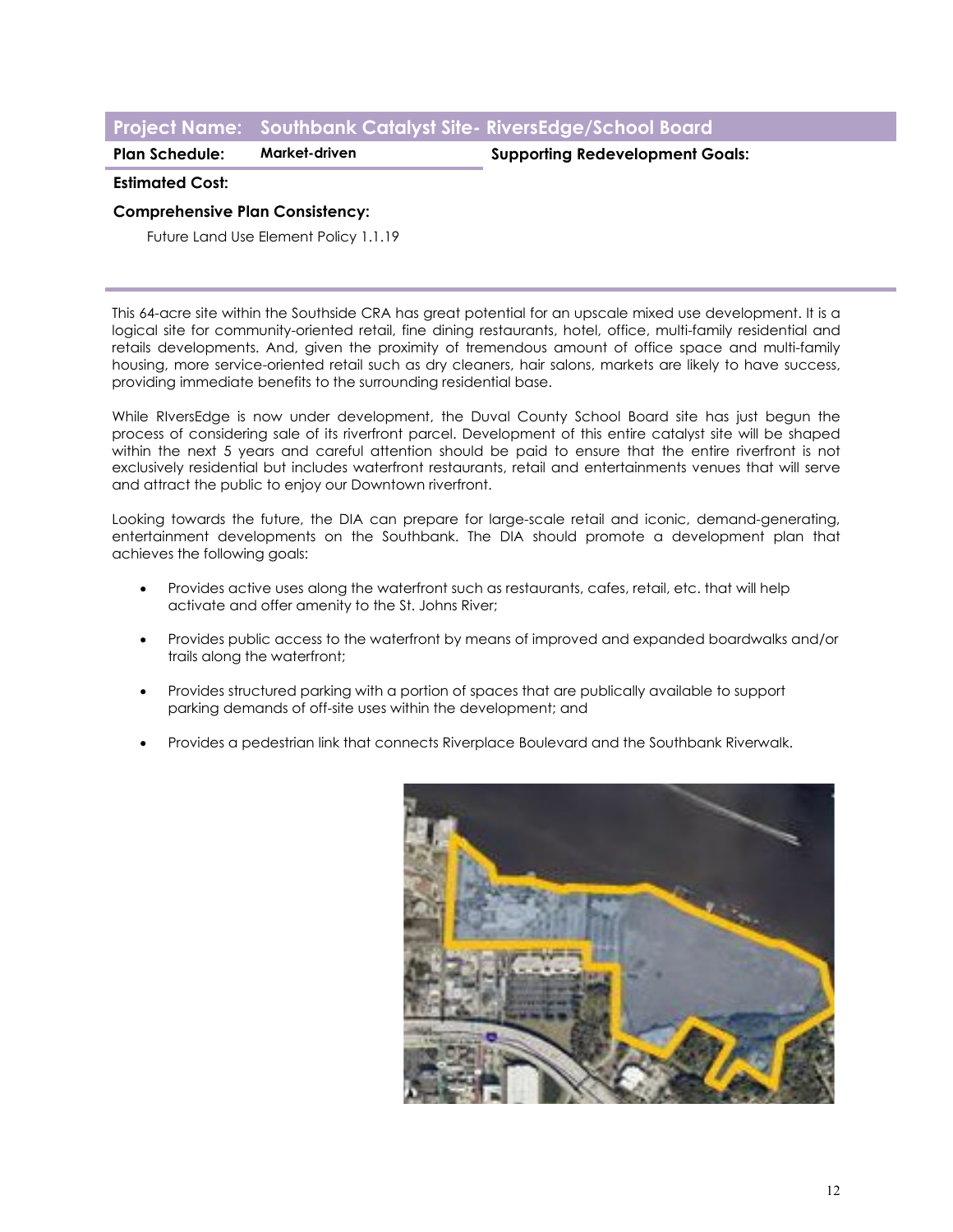## Project Name: Southbank Catalyst Site- RiversEdge/School Board

**Plan Schedule:** **Market-driven**

**Supporting Redevelopment Goals:**

**Estimated Cost:**

**Comprehensive Plan Consistency:**

Future Land Use Element Policy 1.1.19

This 64-acre site within the Southside CRA has great potential for an upscale mixed use development. It is a logical site for community-oriented retail, fine dining restaurants, hotel, office, multi-family residential and retails developments. And, given the proximity of tremendous amount of office space and multi-family housing, more service-oriented retail such as dry cleaners, hair salons, markets are likely to have success, providing immediate benefits to the surrounding residential base.

While RIversEdge is now under development, the Duval County School Board site has just begun the process of considering sale of its riverfront parcel. Development of this entire catalyst site will be shaped within the next 5 years and careful attention should be paid to ensure that the entire riverfront is not exclusively residential but includes waterfront restaurants, retail and entertainments venues that will serve and attract the public to enjoy our Downtown riverfront.

Looking towards the future, the DIA can prepare for large-scale retail and iconic, demand-generating, entertainment developments on the Southbank. The DIA should promote a development plan that achieves the following goals:

- Provides active uses along the waterfront such as restaurants, cafes, retail, etc. that will help activate and offer amenity to the St. Johns River;
- Provides public access to the waterfront by means of improved and expanded boardwalks and/or trails along the waterfront;
- Provides structured parking with a portion of spaces that are publically available to support parking demands of off-site uses within the development; and
- Provides a pedestrian link that connects Riverplace Boulevard and the Southbank Riverwalk.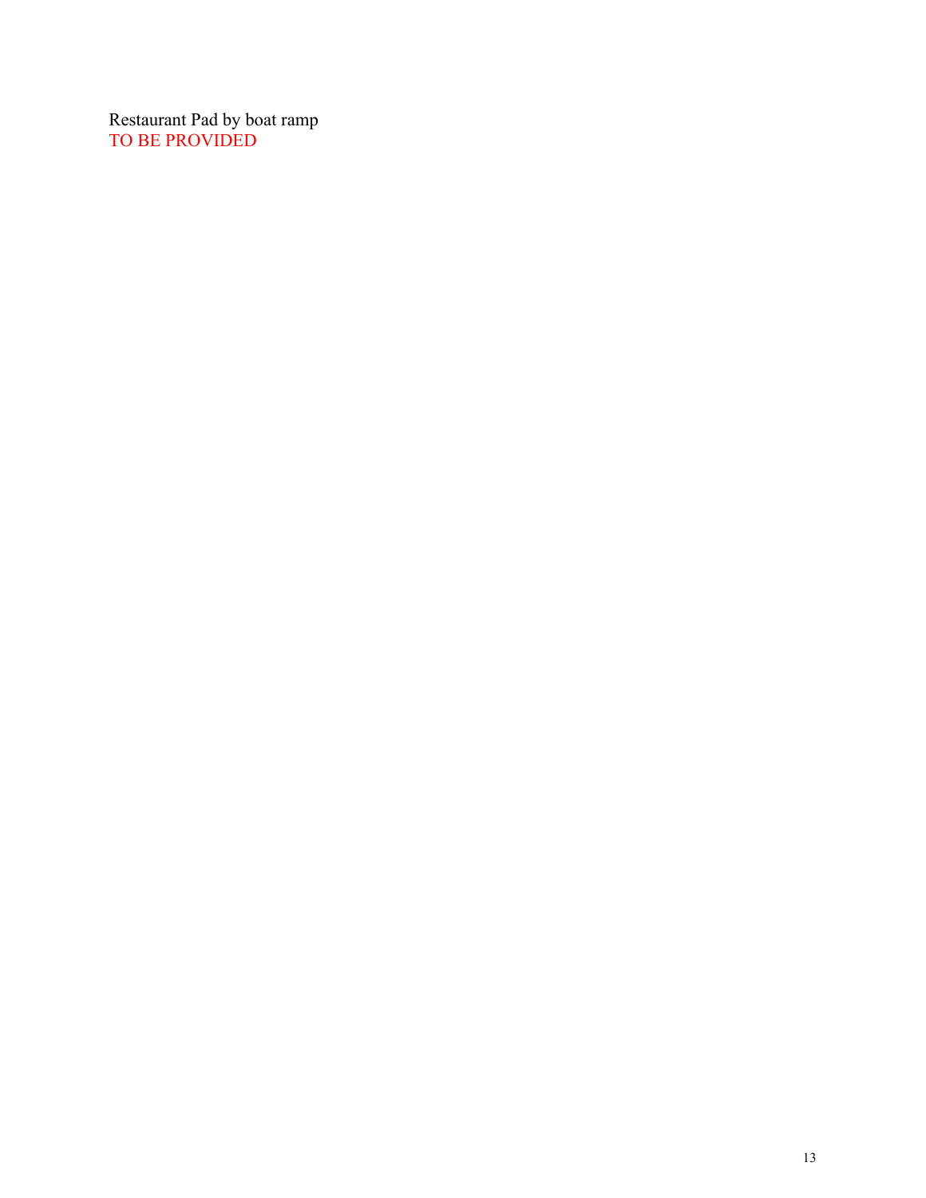Restaurant Pad by boat ramp
TO BE PROVIDED